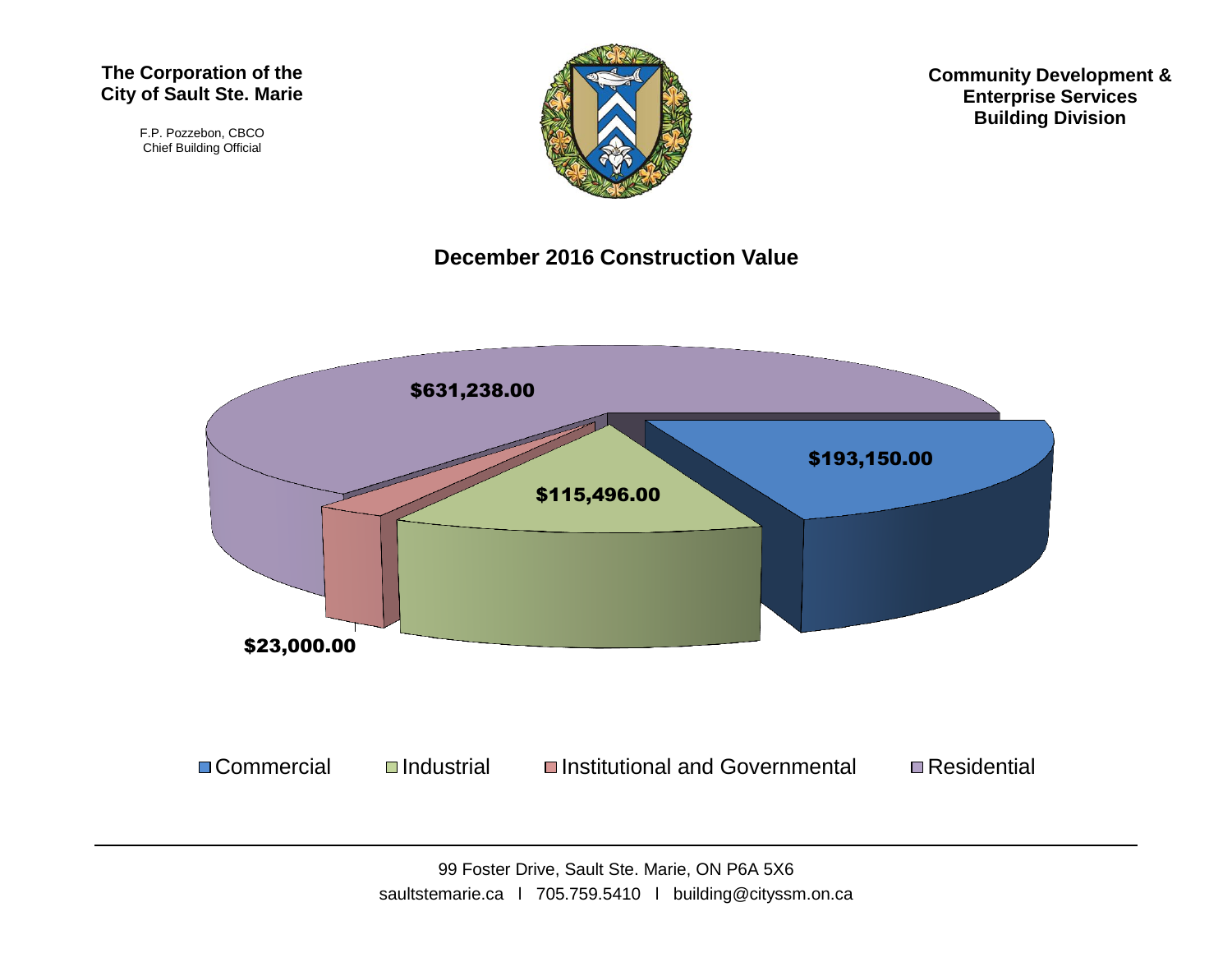**The Corporation of the City of Sault Ste. Marie**

F.P. Pozzebon, CBCO
Chief Building Official

**Community Development & Enterprise Services Building Division**

## December 2016 Construction Value

| Category | Value |
|---|---|
| Commercial | $193,150.00 |
| Industrial | $115,496.00 |
| Institutional and Governmental | $23,000.00 |
| Residential | $631,238.00 |

99 Foster Drive, Sault Ste. Marie, ON P6A 5X6
saultstemarie.ca l 705.759.5410 l building@cityssm.on.ca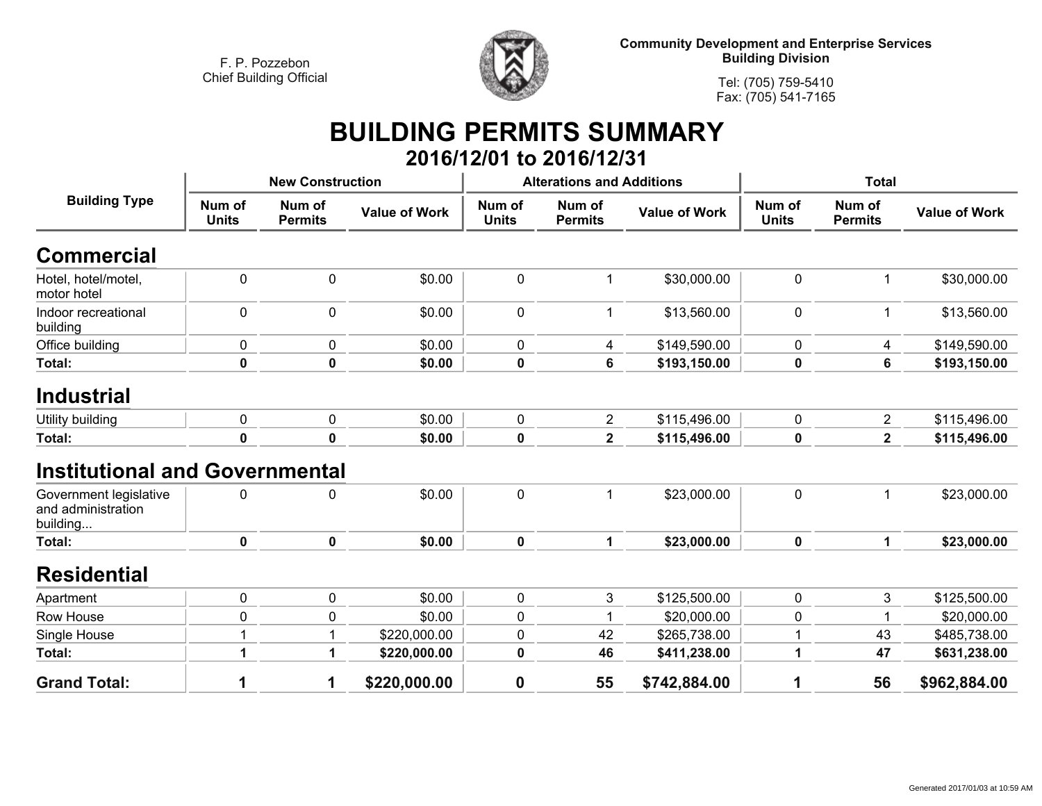F. P. Pozzebon
Chief Building Official

**Community Development and Enterprise Services**
**Building Division**

Tel: (705) 759-5410
Fax: (705) 541-7165

# BUILDING PERMITS SUMMARY

## 2016/12/01 to 2016/12/31

| Building Type | New Construction | | | Alterations and Additions | | | Total | | |
|---|---|---|---|---|---|---|---|---|---|
| | Num of Units | Num of Permits | Value of Work | Num of Units | Num of Permits | Value of Work | Num of Units | Num of Permits | Value of Work |
| **Commercial** | | | | | | | | | |
| Hotel, hotel/motel, motor hotel | 0 | 0 | $0.00 | 0 | 1 | $30,000.00 | 0 | 1 | $30,000.00 |
| Indoor recreational building | 0 | 0 | $0.00 | 0 | 1 | $13,560.00 | 0 | 1 | $13,560.00 |
| Office building | 0 | 0 | $0.00 | 0 | 4 | $149,590.00 | 0 | 4 | $149,590.00 |
| **Total:** | **0** | **0** | **$0.00** | **0** | **6** | **$193,150.00** | **0** | **6** | **$193,150.00** |
| **Industrial** | | | | | | | | | |
| Utility building | 0 | 0 | $0.00 | 0 | 2 | $115,496.00 | 0 | 2 | $115,496.00 |
| **Total:** | **0** | **0** | **$0.00** | **0** | **2** | **$115,496.00** | **0** | **2** | **$115,496.00** |
| **Institutional and Governmental** | | | | | | | | | |
| Government legislative and administration building... | 0 | 0 | $0.00 | 0 | 1 | $23,000.00 | 0 | 1 | $23,000.00 |
| **Total:** | **0** | **0** | **$0.00** | **0** | **1** | **$23,000.00** | **0** | **1** | **$23,000.00** |
| **Residential** | | | | | | | | | |
| Apartment | 0 | 0 | $0.00 | 0 | 3 | $125,500.00 | 0 | 3 | $125,500.00 |
| Row House | 0 | 0 | $0.00 | 0 | 1 | $20,000.00 | 0 | 1 | $20,000.00 |
| Single House | 1 | 1 | $220,000.00 | 0 | 42 | $265,738.00 | 1 | 43 | $485,738.00 |
| **Total:** | **1** | **1** | **$220,000.00** | **0** | **46** | **$411,238.00** | **1** | **47** | **$631,238.00** |
| **Grand Total:** | **1** | **1** | **$220,000.00** | **0** | **55** | **$742,884.00** | **1** | **56** | **$962,884.00** |

Generated 2017/01/03 at 10:59 AM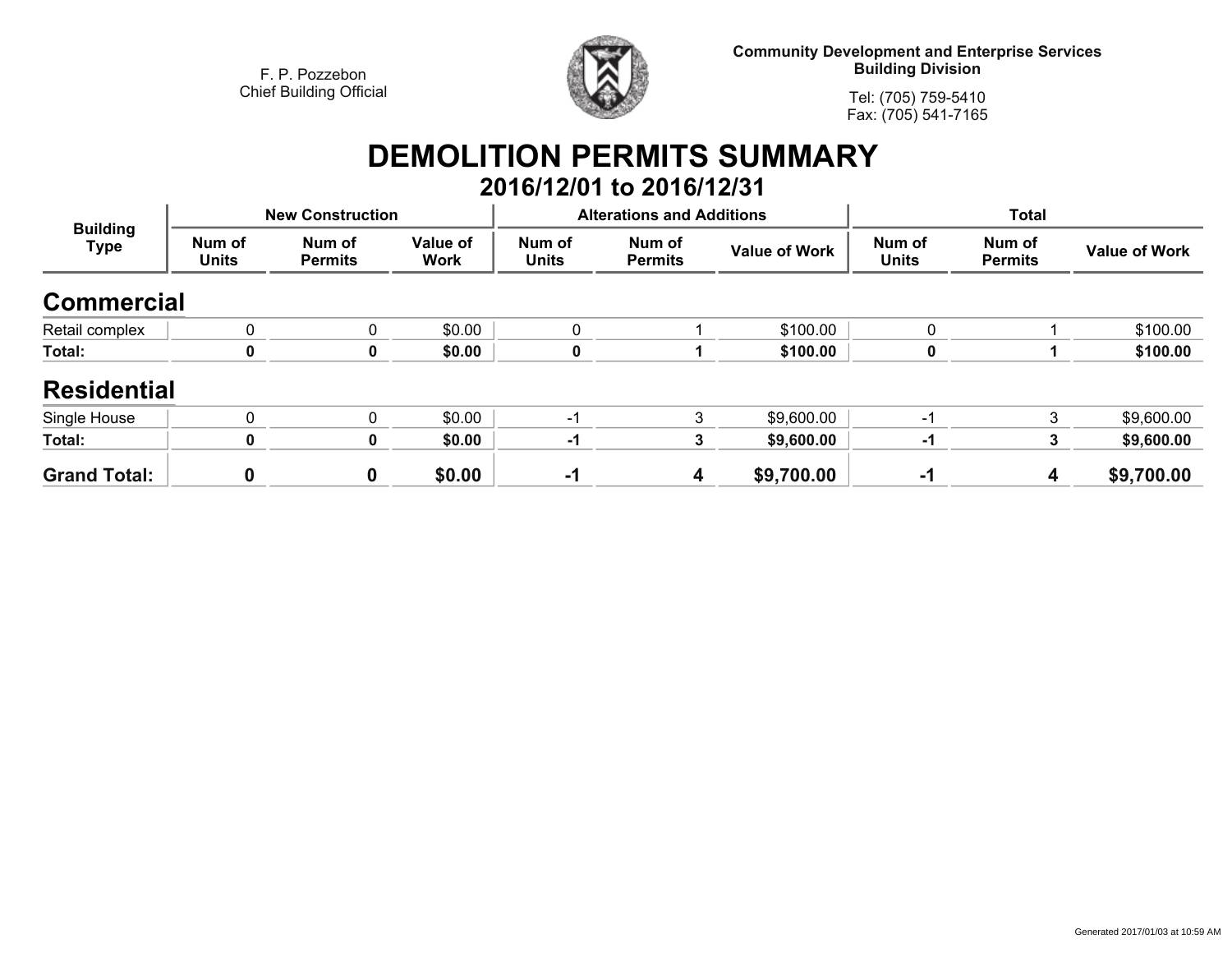F. P. Pozzebon
Chief Building Official

**Community Development and Enterprise Services**
**Building Division**

Tel: (705) 759-5410
Fax: (705) 541-7165

# DEMOLITION PERMITS SUMMARY

## 2016/12/01 to 2016/12/31

| Building Type | New Construction | | | Alterations and Additions | | | Total | | |
|---|---|---|---|---|---|---|---|---|---|
| | Num of Units | Num of Permits | Value of Work | Num of Units | Num of Permits | Value of Work | Num of Units | Num of Permits | Value of Work |
| **Commercial** | | | | | | | | | |
| Retail complex | 0 | 0 | $0.00 | 0 | 1 | $100.00 | 0 | 1 | $100.00 |
| **Total:** | **0** | **0** | **$0.00** | **0** | **1** | **$100.00** | **0** | **1** | **$100.00** |
| **Residential** | | | | | | | | | |
| Single House | 0 | 0 | $0.00 | -1 | 3 | $9,600.00 | -1 | 3 | $9,600.00 |
| **Total:** | **0** | **0** | **$0.00** | **-1** | **3** | **$9,600.00** | **-1** | **3** | **$9,600.00** |
| **Grand Total:** | **0** | **0** | **$0.00** | **-1** | **4** | **$9,700.00** | **-1** | **4** | **$9,700.00** |

Generated 2017/01/03 at 10:59 AM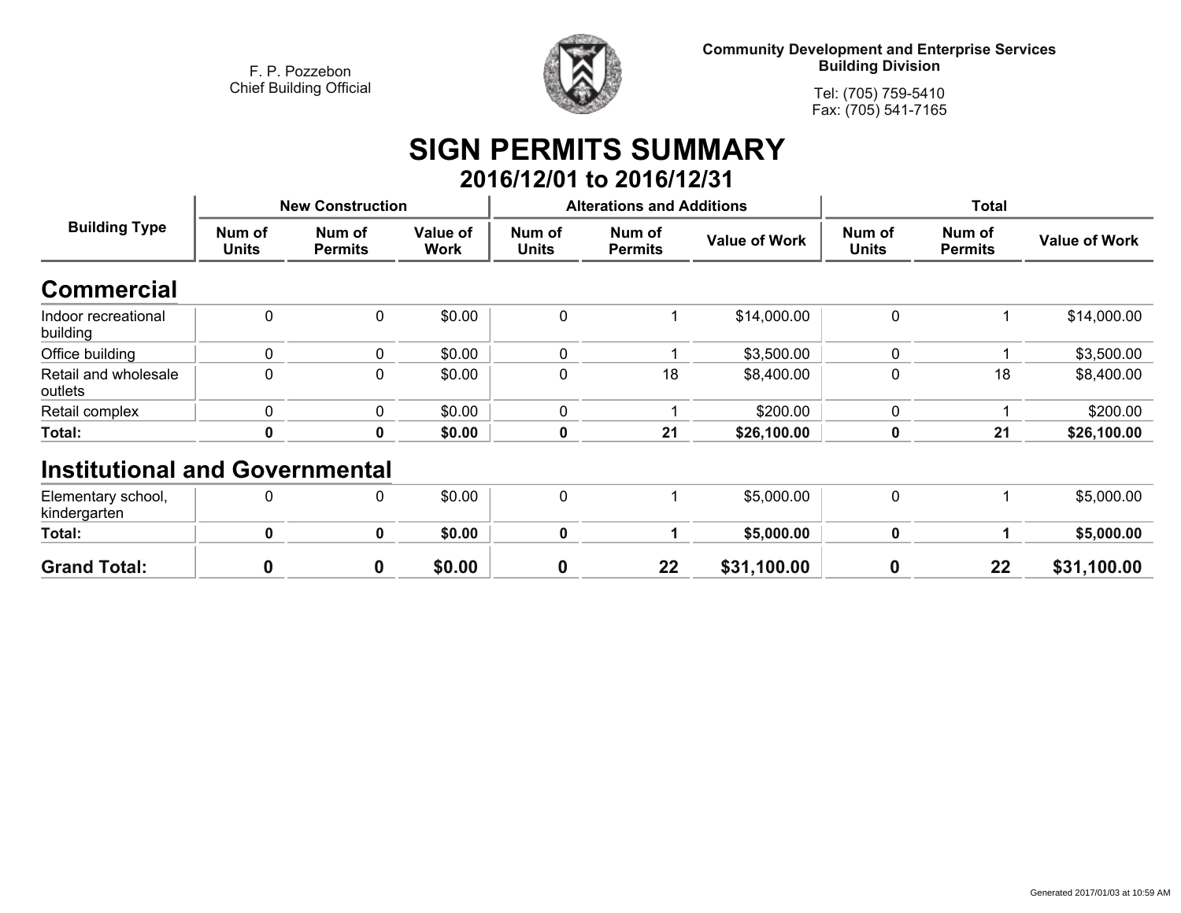F. P. Pozzebon
Chief Building Official

**Community Development and Enterprise Services**
**Building Division**

Tel: (705) 759-5410
Fax: (705) 541-7165

# SIGN PERMITS SUMMARY

## 2016/12/01 to 2016/12/31

| Building Type | New Construction | | | Alterations and Additions | | | Total | | |
|---|---|---|---|---|---|---|---|---|---|
| | Num of Units | Num of Permits | Value of Work | Num of Units | Num of Permits | Value of Work | Num of Units | Num of Permits | Value of Work |
| **Commercial** | | | | | | | | | |
| Indoor recreational building | 0 | 0 | $0.00 | 0 | 1 | $14,000.00 | 0 | 1 | $14,000.00 |
| Office building | 0 | 0 | $0.00 | 0 | 1 | $3,500.00 | 0 | 1 | $3,500.00 |
| Retail and wholesale outlets | 0 | 0 | $0.00 | 0 | 18 | $8,400.00 | 0 | 18 | $8,400.00 |
| Retail complex | 0 | 0 | $0.00 | 0 | 1 | $200.00 | 0 | 1 | $200.00 |
| **Total:** | **0** | **0** | **$0.00** | **0** | **21** | **$26,100.00** | **0** | **21** | **$26,100.00** |
| **Institutional and Governmental** | | | | | | | | | |
| Elementary school, kindergarten | 0 | 0 | $0.00 | 0 | 1 | $5,000.00 | 0 | 1 | $5,000.00 |
| **Total:** | **0** | **0** | **$0.00** | **0** | **1** | **$5,000.00** | **0** | **1** | **$5,000.00** |
| **Grand Total:** | **0** | **0** | **$0.00** | **0** | **22** | **$31,100.00** | **0** | **22** | **$31,100.00** |

Generated 2017/01/03 at 10:59 AM